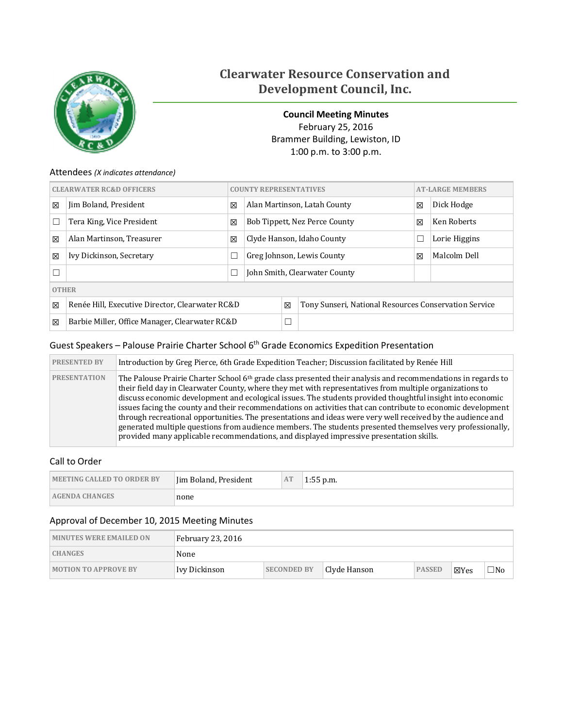# Clearwater Resource Conservation and Development Council, Inc.

**Council Meeting Minutes**
February 25, 2016
Brammer Building, Lewiston, ID
1:00 p.m. to 3:00 p.m.

## Attendees *(X indicates attendance)*

| CLEARWATER RC&D OFFICERS | | COUNTY REPRESENTATIVES | | AT-LARGE MEMBERS | |
|---|---|---|---|---|---|
| ☒ | Jim Boland, President | ☒ | Alan Martinson, Latah County | ☒ | Dick Hodge |
| ☐ | Tera King, Vice President | ☒ | Bob Tippett, Nez Perce County | ☒ | Ken Roberts |
| ☒ | Alan Martinson, Treasurer | ☒ | Clyde Hanson, Idaho County | ☐ | Lorie Higgins |
| ☒ | Ivy Dickinson, Secretary | ☐ | Greg Johnson, Lewis County | ☒ | Malcolm Dell |
| ☐ | | ☐ | John Smith, Clearwater County | | |

| OTHER | | | |
|---|---|---|---|
| ☒ | Renée Hill, Executive Director, Clearwater RC&D | ☒ | Tony Sunseri, National Resources Conservation Service |
| ☒ | Barbie Miller, Office Manager, Clearwater RC&D | ☐ | |

## Guest Speakers – Palouse Prairie Charter School 6th Grade Economics Expedition Presentation

| | |
|---|---|
| PRESENTED BY | Introduction by Greg Pierce, 6th Grade Expedition Teacher; Discussion facilitated by Renée Hill |
| PRESENTATION | The Palouse Prairie Charter School 6th grade class presented their analysis and recommendations in regards to their field day in Clearwater County, where they met with representatives from multiple organizations to discuss economic development and ecological issues. The students provided thoughtful insight into economic issues facing the county and their recommendations on activities that can contribute to economic development through recreational opportunities. The presentations and ideas were very well received by the audience and generated multiple questions from audience members. The students presented themselves very professionally, provided many applicable recommendations, and displayed impressive presentation skills. |

## Call to Order

| | | | |
|---|---|---|---|
| MEETING CALLED TO ORDER BY | Jim Boland, President | AT | 1:55 p.m. |
| AGENDA CHANGES | none | | |

## Approval of December 10, 2015 Meeting Minutes

| | | | | | | |
|---|---|---|---|---|---|---|
| MINUTES WERE EMAILED ON | February 23, 2016 | | | | | |
| CHANGES | None | | | | | |
| MOTION TO APPROVE BY | Ivy Dickinson | SECONDED BY | Clyde Hanson | PASSED | ☒Yes | ☐No |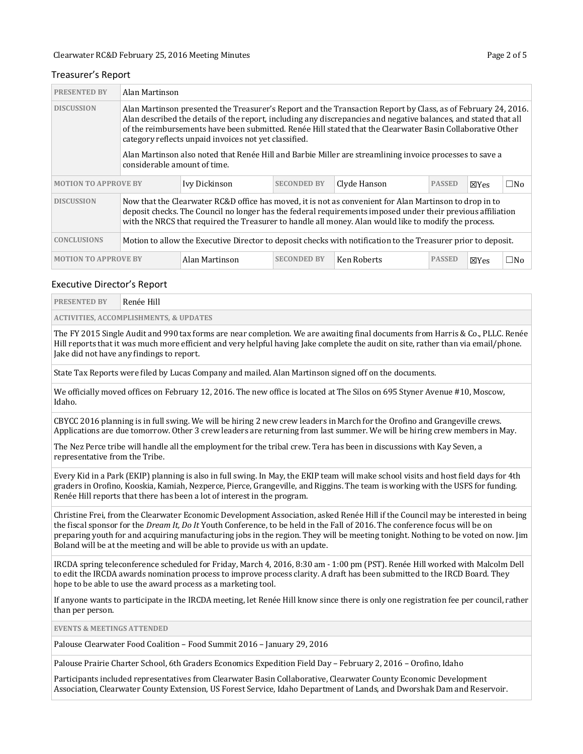## Treasurer's Report

| PRESENTED BY | Alan Martinson | | | | | |
|---|---|---|---|---|---|---|
| DISCUSSION | Alan Martinson presented the Treasurer's Report and the Transaction Report by Class, as of February 24, 2016. Alan described the details of the report, including any discrepancies and negative balances, and stated that all of the reimbursements have been submitted. Renée Hill stated that the Clearwater Basin Collaborative Other category reflects unpaid invoices not yet classified. Alan Martinson also noted that Renée Hill and Barbie Miller are streamlining invoice processes to save a considerable amount of time. | | | | | |
| MOTION TO APPROVE BY | Ivy Dickinson | SECONDED BY | Clyde Hanson | PASSED | ☒Yes | ☐No |
| DISCUSSION | Now that the Clearwater RC&D office has moved, it is not as convenient for Alan Martinson to drop in to deposit checks. The Council no longer has the federal requirements imposed under their previous affiliation with the NRCS that required the Treasurer to handle all money. Alan would like to modify the process. | | | | | |
| CONCLUSIONS | Motion to allow the Executive Director to deposit checks with notification to the Treasurer prior to deposit. | | | | | |
| MOTION TO APPROVE BY | Alan Martinson | SECONDED BY | Ken Roberts | PASSED | ☒Yes | ☐No |

## Executive Director's Report

| PRESENTED BY | Renée Hill |
|---|---|

**ACTIVITIES, ACCOMPLISHMENTS, & UPDATES**

The FY 2015 Single Audit and 990 tax forms are near completion. We are awaiting final documents from Harris & Co., PLLC. Renée Hill reports that it was much more efficient and very helpful having Jake complete the audit on site, rather than via email/phone. Jake did not have any findings to report.

State Tax Reports were filed by Lucas Company and mailed. Alan Martinson signed off on the documents.

We officially moved offices on February 12, 2016. The new office is located at The Silos on 695 Styner Avenue #10, Moscow, Idaho.

CBYCC 2016 planning is in full swing. We will be hiring 2 new crew leaders in March for the Orofino and Grangeville crews. Applications are due tomorrow. Other 3 crew leaders are returning from last summer. We will be hiring crew members in May.

The Nez Perce tribe will handle all the employment for the tribal crew. Tera has been in discussions with Kay Seven, a representative from the Tribe.

Every Kid in a Park (EKIP) planning is also in full swing. In May, the EKIP team will make school visits and host field days for 4th graders in Orofino, Kooskia, Kamiah, Nezperce, Pierce, Grangeville, and Riggins. The team is working with the USFS for funding. Renée Hill reports that there has been a lot of interest in the program.

Christine Frei, from the Clearwater Economic Development Association, asked Renée Hill if the Council may be interested in being the fiscal sponsor for the *Dream It, Do It* Youth Conference, to be held in the Fall of 2016. The conference focus will be on preparing youth for and acquiring manufacturing jobs in the region. They will be meeting tonight. Nothing to be voted on now. Jim Boland will be at the meeting and will be able to provide us with an update.

IRCDA spring teleconference scheduled for Friday, March 4, 2016, 8:30 am - 1:00 pm (PST). Renée Hill worked with Malcolm Dell to edit the IRCDA awards nomination process to improve process clarity. A draft has been submitted to the IRCD Board. They hope to be able to use the award process as a marketing tool.

If anyone wants to participate in the IRCDA meeting, let Renée Hill know since there is only one registration fee per council, rather than per person.

**EVENTS & MEETINGS ATTENDED**

Palouse Clearwater Food Coalition – Food Summit 2016 – January 29, 2016

Palouse Prairie Charter School, 6th Graders Economics Expedition Field Day – February 2, 2016 – Orofino, Idaho

Participants included representatives from Clearwater Basin Collaborative, Clearwater County Economic Development Association, Clearwater County Extension, US Forest Service, Idaho Department of Lands, and Dworshak Dam and Reservoir.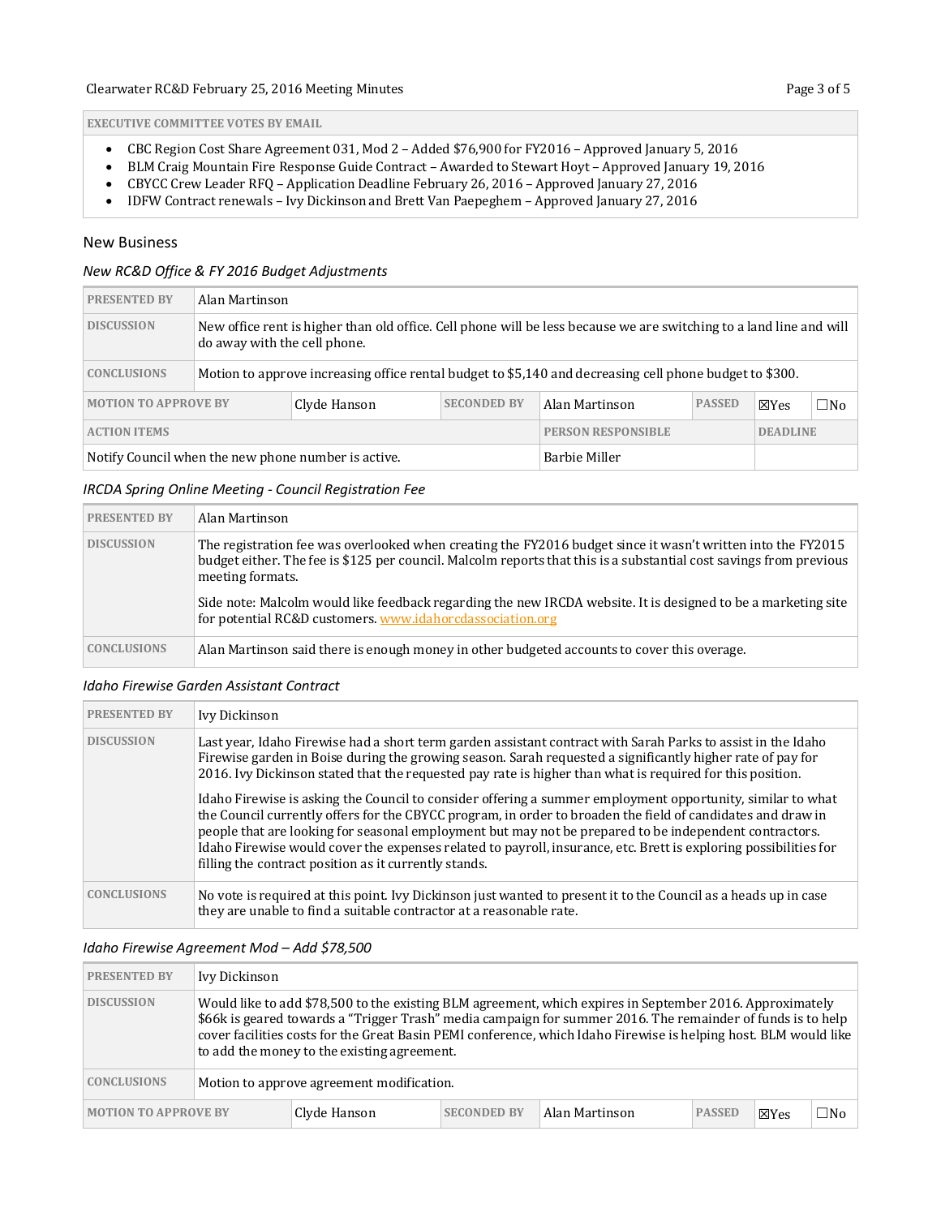| EXECUTIVE COMMITTEE VOTES BY EMAIL |
|---|
| • CBC Region Cost Share Agreement 031, Mod 2 – Added $76,900 for FY2016 – Approved January 5, 2016<br>• BLM Craig Mountain Fire Response Guide Contract – Awarded to Stewart Hoyt – Approved January 19, 2016<br>• CBYCC Crew Leader RFQ – Application Deadline February 26, 2016 – Approved January 27, 2016<br>• IDFW Contract renewals – Ivy Dickinson and Brett Van Paepeghem – Approved January 27, 2016 |

## New Business

### *New RC&D Office & FY 2016 Budget Adjustments*

| PRESENTED BY | Alan Martinson | | | | | |
|---|---|---|---|---|---|---|
| DISCUSSION | New office rent is higher than old office. Cell phone will be less because we are switching to a land line and will do away with the cell phone. | | | | | |
| CONCLUSIONS | Motion to approve increasing office rental budget to $5,140 and decreasing cell phone budget to $300. | | | | | |
| MOTION TO APPROVE BY | Clyde Hanson | SECONDED BY | Alan Martinson | PASSED | ☒Yes | ☐No |
| ACTION ITEMS | | | PERSON RESPONSIBLE | | DEADLINE | |
| Notify Council when the new phone number is active. | | | Barbie Miller | | | |

### *IRCDA Spring Online Meeting - Council Registration Fee*

| PRESENTED BY | Alan Martinson |
|---|---|
| DISCUSSION | The registration fee was overlooked when creating the FY2016 budget since it wasn't written into the FY2015 budget either. The fee is $125 per council. Malcolm reports that this is a substantial cost savings from previous meeting formats.<br><br>Side note: Malcolm would like feedback regarding the new IRCDA website. It is designed to be a marketing site for potential RC&D customers. www.idahorcdassociation.org |
| CONCLUSIONS | Alan Martinson said there is enough money in other budgeted accounts to cover this overage. |

### *Idaho Firewise Garden Assistant Contract*

| PRESENTED BY | Ivy Dickinson |
|---|---|
| DISCUSSION | Last year, Idaho Firewise had a short term garden assistant contract with Sarah Parks to assist in the Idaho Firewise garden in Boise during the growing season. Sarah requested a significantly higher rate of pay for 2016. Ivy Dickinson stated that the requested pay rate is higher than what is required for this position.<br><br>Idaho Firewise is asking the Council to consider offering a summer employment opportunity, similar to what the Council currently offers for the CBYCC program, in order to broaden the field of candidates and draw in people that are looking for seasonal employment but may not be prepared to be independent contractors. Idaho Firewise would cover the expenses related to payroll, insurance, etc. Brett is exploring possibilities for filling the contract position as it currently stands. |
| CONCLUSIONS | No vote is required at this point. Ivy Dickinson just wanted to present it to the Council as a heads up in case they are unable to find a suitable contractor at a reasonable rate. |

### *Idaho Firewise Agreement Mod – Add $78,500*

| PRESENTED BY | Ivy Dickinson | | | | | |
|---|---|---|---|---|---|---|
| DISCUSSION | Would like to add $78,500 to the existing BLM agreement, which expires in September 2016. Approximately $66k is geared towards a "Trigger Trash" media campaign for summer 2016. The remainder of funds is to help cover facilities costs for the Great Basin PEMI conference, which Idaho Firewise is helping host. BLM would like to add the money to the existing agreement. | | | | | |
| CONCLUSIONS | Motion to approve agreement modification. | | | | | |
| MOTION TO APPROVE BY | Clyde Hanson | SECONDED BY | Alan Martinson | PASSED | ☒Yes | ☐No |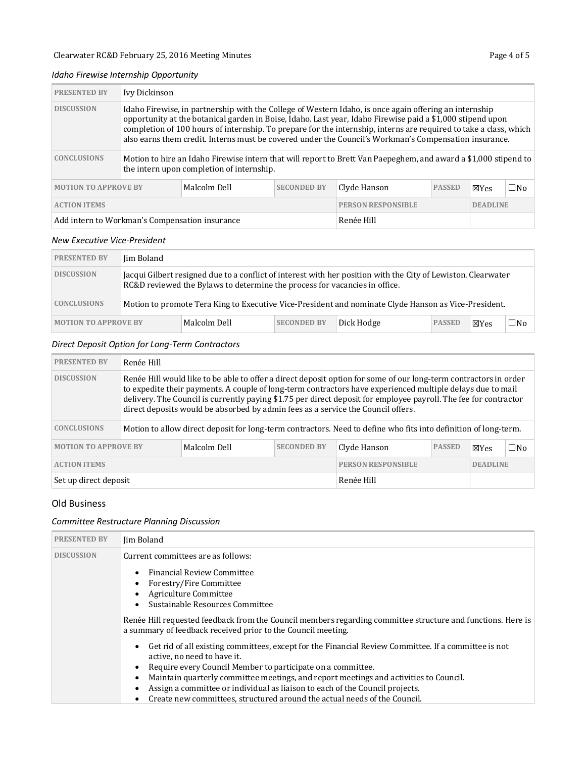*Idaho Firewise Internship Opportunity*

| PRESENTED BY | Ivy Dickinson | | | | | | |
|---|---|---|---|---|---|---|---|
| DISCUSSION | Idaho Firewise, in partnership with the College of Western Idaho, is once again offering an internship opportunity at the botanical garden in Boise, Idaho. Last year, Idaho Firewise paid a $1,000 stipend upon completion of 100 hours of internship. To prepare for the internship, interns are required to take a class, which also earns them credit. Interns must be covered under the Council's Workman's Compensation insurance. | | | | | | |
| CONCLUSIONS | Motion to hire an Idaho Firewise intern that will report to Brett Van Paepeghem, and award a $1,000 stipend to the intern upon completion of internship. | | | | | | |
| MOTION TO APPROVE BY | | Malcolm Dell | SECONDED BY | Clyde Hanson | PASSED | ☒Yes | ☐No |
| ACTION ITEMS | | | | PERSON RESPONSIBLE | | DEADLINE | |
| Add intern to Workman's Compensation insurance | | | | Renée Hill | | | |

*New Executive Vice-President*

| PRESENTED BY | Jim Boland | | | | | | |
|---|---|---|---|---|---|---|---|
| DISCUSSION | Jacqui Gilbert resigned due to a conflict of interest with her position with the City of Lewiston. Clearwater RC&D reviewed the Bylaws to determine the process for vacancies in office. | | | | | | |
| CONCLUSIONS | Motion to promote Tera King to Executive Vice-President and nominate Clyde Hanson as Vice-President. | | | | | | |
| MOTION TO APPROVE BY | | Malcolm Dell | SECONDED BY | Dick Hodge | PASSED | ☒Yes | ☐No |

*Direct Deposit Option for Long-Term Contractors*

| PRESENTED BY | Renée Hill | | | | | | |
|---|---|---|---|---|---|---|---|
| DISCUSSION | Renée Hill would like to be able to offer a direct deposit option for some of our long-term contractors in order to expedite their payments. A couple of long-term contractors have experienced multiple delays due to mail delivery. The Council is currently paying $1.75 per direct deposit for employee payroll. The fee for contractor direct deposits would be absorbed by admin fees as a service the Council offers. | | | | | | |
| CONCLUSIONS | Motion to allow direct deposit for long-term contractors. Need to define who fits into definition of long-term. | | | | | | |
| MOTION TO APPROVE BY | | Malcolm Dell | SECONDED BY | Clyde Hanson | PASSED | ☒Yes | ☐No |
| ACTION ITEMS | | | | PERSON RESPONSIBLE | | DEADLINE | |
| Set up direct deposit | | | | Renée Hill | | | |

## Old Business

*Committee Restructure Planning Discussion*

| PRESENTED BY | Jim Boland |
|---|---|
| DISCUSSION | Current committees are as follows:<br>• Financial Review Committee<br>• Forestry/Fire Committee<br>• Agriculture Committee<br>• Sustainable Resources Committee<br><br>Renée Hill requested feedback from the Council members regarding committee structure and functions. Here is a summary of feedback received prior to the Council meeting.<br><br>• Get rid of all existing committees, except for the Financial Review Committee. If a committee is not active, no need to have it.<br>• Require every Council Member to participate on a committee.<br>• Maintain quarterly committee meetings, and report meetings and activities to Council.<br>• Assign a committee or individual as liaison to each of the Council projects.<br>• Create new committees, structured around the actual needs of the Council. |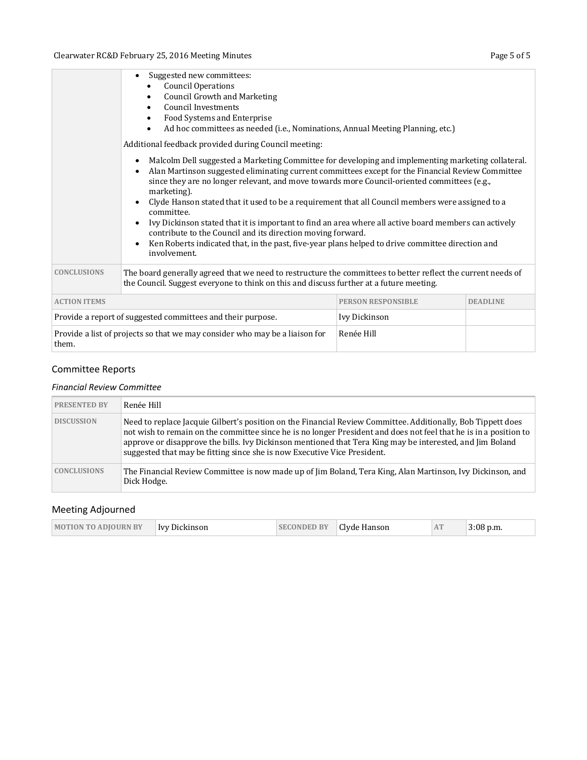| | |
|---|---|
| | • Suggested new committees:<br>  • Council Operations<br>  • Council Growth and Marketing<br>  • Council Investments<br>  • Food Systems and Enterprise<br>  • Ad hoc committees as needed (i.e., Nominations, Annual Meeting Planning, etc.)<br><br>Additional feedback provided during Council meeting:<br><br>• Malcolm Dell suggested a Marketing Committee for developing and implementing marketing collateral.<br>• Alan Martinson suggested eliminating current committees except for the Financial Review Committee since they are no longer relevant, and move towards more Council-oriented committees (e.g., marketing).<br>• Clyde Hanson stated that it used to be a requirement that all Council members were assigned to a committee.<br>• Ivy Dickinson stated that it is important to find an area where all active board members can actively contribute to the Council and its direction moving forward.<br>• Ken Roberts indicated that, in the past, five-year plans helped to drive committee direction and involvement. |
| CONCLUSIONS | The board generally agreed that we need to restructure the committees to better reflect the current needs of the Council. Suggest everyone to think on this and discuss further at a future meeting. |

| ACTION ITEMS | PERSON RESPONSIBLE | DEADLINE |
|---|---|---|
| Provide a report of suggested committees and their purpose. | Ivy Dickinson | |
| Provide a list of projects so that we may consider who may be a liaison for them. | Renée Hill | |

## Committee Reports

### *Financial Review Committee*

| | |
|---|---|
| PRESENTED BY | Renée Hill |
| DISCUSSION | Need to replace Jacquie Gilbert's position on the Financial Review Committee. Additionally, Bob Tippett does not wish to remain on the committee since he is no longer President and does not feel that he is in a position to approve or disapprove the bills. Ivy Dickinson mentioned that Tera King may be interested, and Jim Boland suggested that may be fitting since she is now Executive Vice President. |
| CONCLUSIONS | The Financial Review Committee is now made up of Jim Boland, Tera King, Alan Martinson, Ivy Dickinson, and Dick Hodge. |

## Meeting Adjourned

| | | | | | |
|---|---|---|---|---|---|
| MOTION TO ADJOURN BY | Ivy Dickinson | SECONDED BY | Clyde Hanson | AT | 3:08 p.m. |